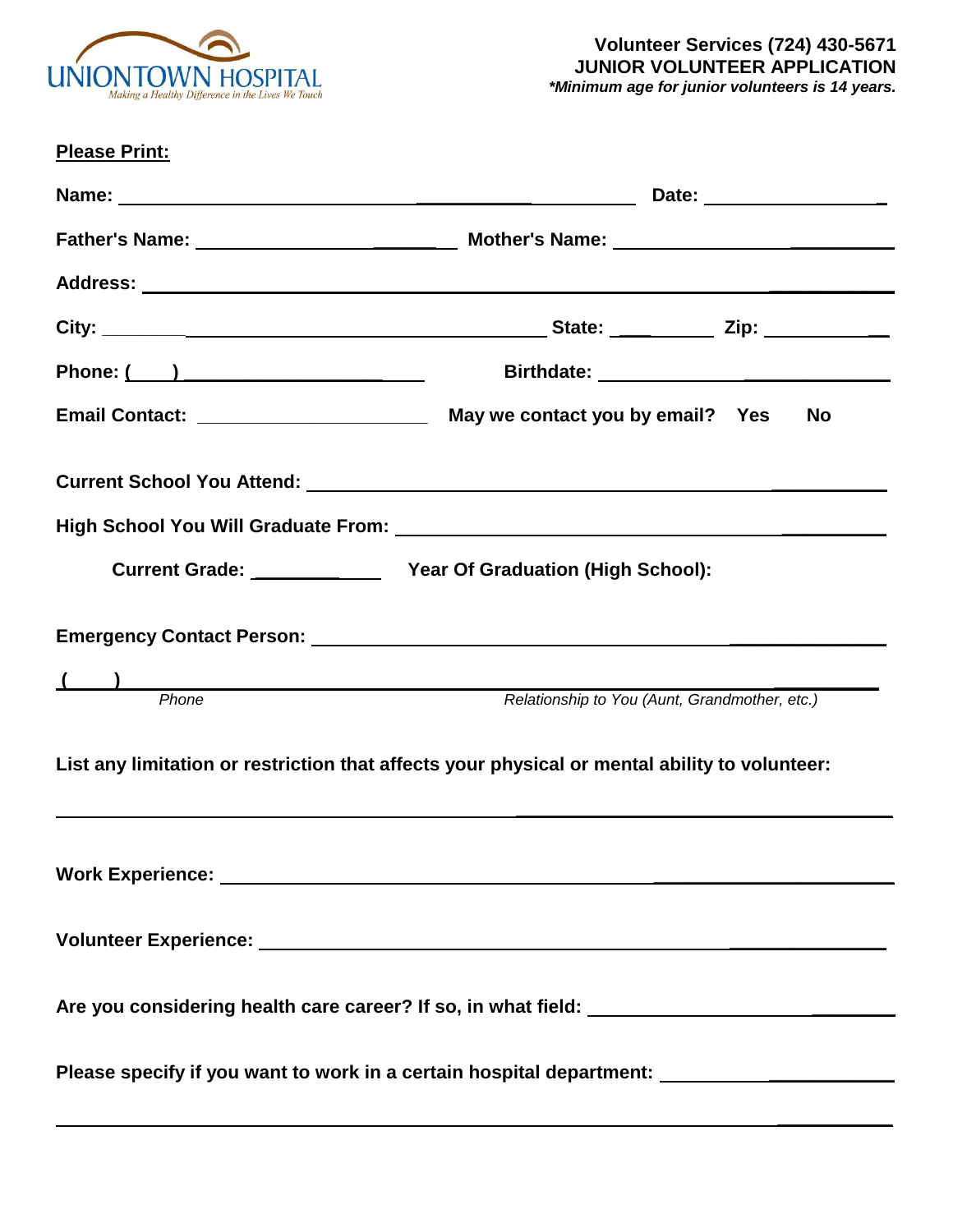UNIONTOWN HOSPITAL
*Making a Healthy Difference in the Lives We Touch*

**Volunteer Services (724) 430-5671**
**JUNIOR VOLUNTEER APPLICATION**
***Minimum age for junior volunteers is 14 years.**

**Please Print:**

**Name:** ______________________________________________ **Date:** __________________

**Father's Name:** __________________________ **Mother's Name:** __________________________

**Address:** ______________________________________________________________________

**City:** ________________________________________ **State:** __________ **Zip:** ____________

**Phone:** (____) ______________________ **Birthdate:** ______________________________

**Email Contact:** ______________________ **May we contact you by email? Yes No**

**Current School You Attend:** ______________________________________________________

**High School You Will Graduate From:** ______________________________________________

**Current Grade:** ____________ **Year Of Graduation (High School):**

**Emergency Contact Person:** ______________________________________________________

(____) ______________________________________________________________________

*Phone* *Relationship to You (Aunt, Grandmother, etc.)*

**List any limitation or restriction that affects your physical or mental ability to volunteer:**

__________________________________________________________________________________

**Work Experience:** ______________________________________________________________

**Volunteer Experience:** __________________________________________________________

**Are you considering health care career? If so, in what field:** ______________________________

**Please specify if you want to work in a certain hospital department:** ________________________

__________________________________________________________________________________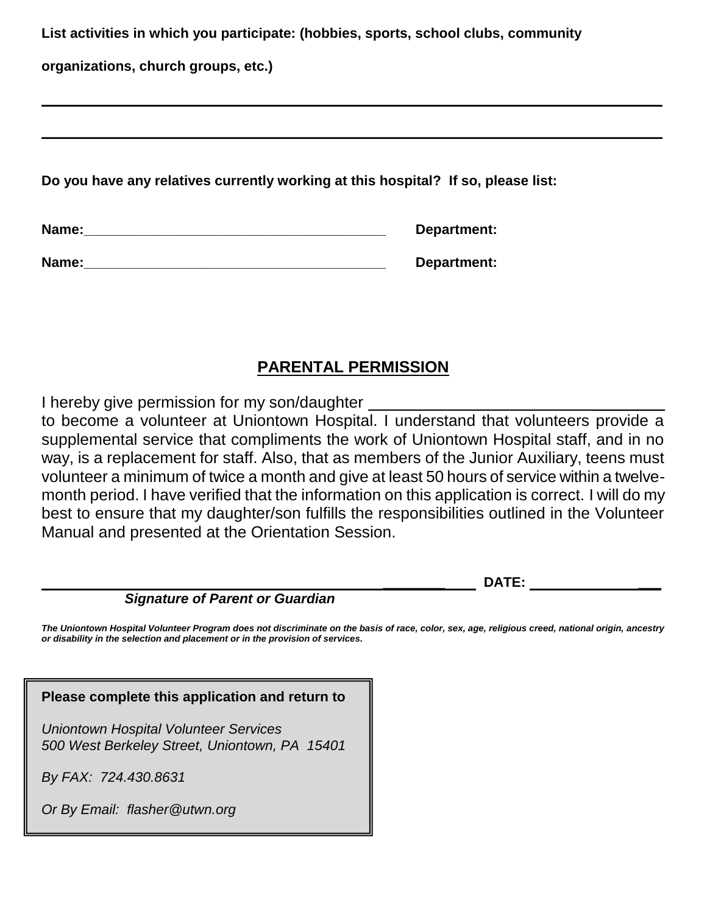**List activities in which you participate: (hobbies, sports, school clubs, community organizations, church groups, etc.)**

______________________________________________________________________________

______________________________________________________________________________

**Do you have any relatives currently working at this hospital? If so, please list:**

**Name:**________________________________________ **Department:**

**Name:**________________________________________ **Department:**

## PARENTAL PERMISSION

I hereby give permission for my son/daughter ___________________________________ to become a volunteer at Uniontown Hospital. I understand that volunteers provide a supplemental service that compliments the work of Uniontown Hospital staff, and in no way, is a replacement for staff. Also, that as members of the Junior Auxiliary, teens must volunteer a minimum of twice a month and give at least 50 hours of service within a twelve-month period. I have verified that the information on this application is correct. I will do my best to ensure that my daughter/son fulfills the responsibilities outlined in the Volunteer Manual and presented at the Orientation Session.

______________________________________________________ **DATE:** ________________

***Signature of Parent or Guardian***

***The Uniontown Hospital Volunteer Program does not discriminate on the basis of race, color, sex, age, religious creed, national origin, ancestry or disability in the selection and placement or in the provision of services.***

**Please complete this application and return to**

*Uniontown Hospital Volunteer Services*
*500 West Berkeley Street, Uniontown, PA 15401*

*By FAX: 724.430.8631*

*Or By Email: flasher@utwn.org*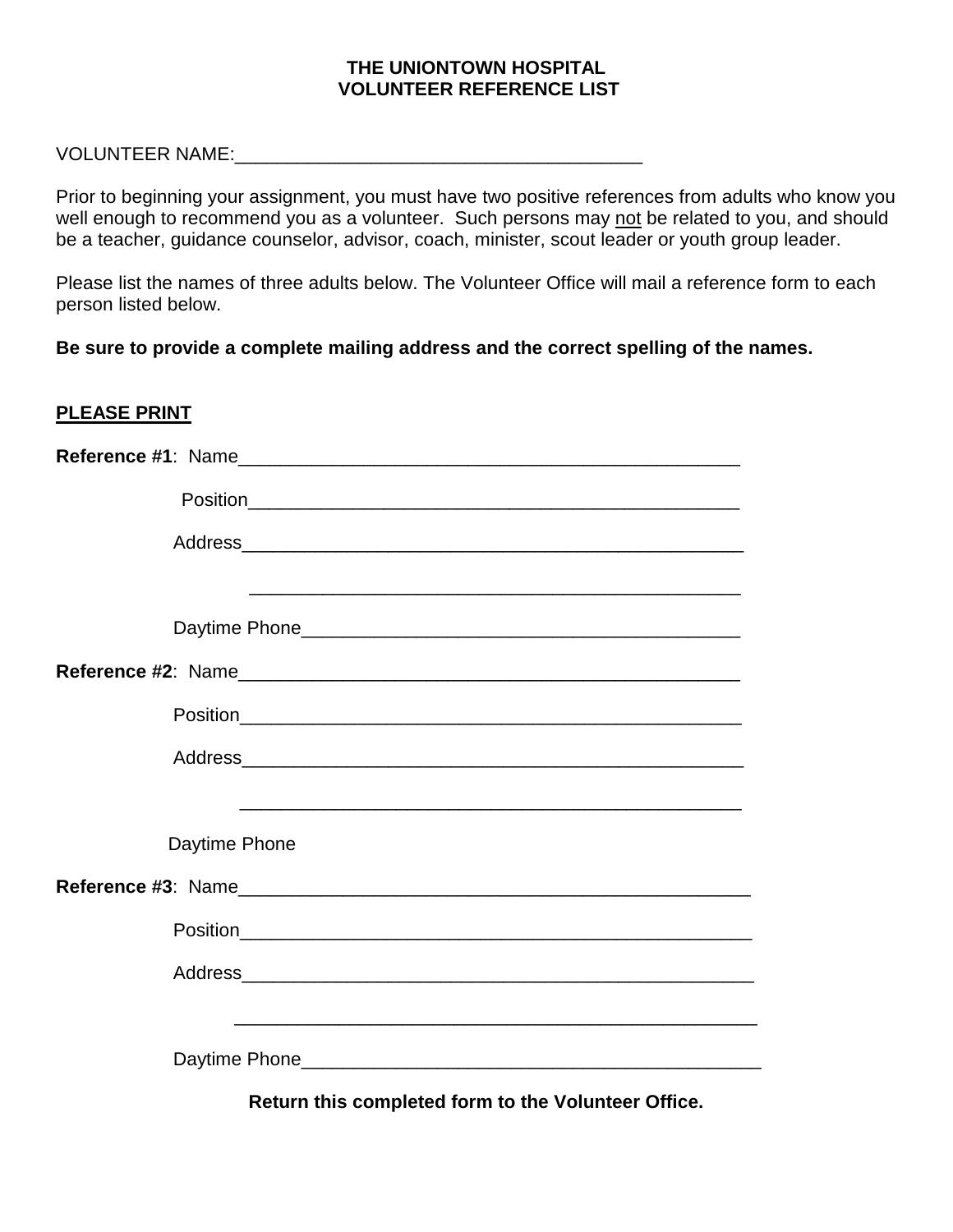**THE UNIONTOWN HOSPITAL**
**VOLUNTEER REFERENCE LIST**

VOLUNTEER NAME:_______________________________________

Prior to beginning your assignment, you must have two positive references from adults who know you well enough to recommend you as a volunteer. Such persons may <u>not</u> be related to you, and should be a teacher, guidance counselor, advisor, coach, minister, scout leader or youth group leader.

Please list the names of three adults below. The Volunteer Office will mail a reference form to each person listed below.

**Be sure to provide a complete mailing address and the correct spelling of the names.**

**<u>PLEASE PRINT</u>**

**Reference #1**: Name_______________________________________________

Position_______________________________________________

Address_______________________________________________

_______________________________________________

Daytime Phone_______________________________________________

**Reference #2**: Name_______________________________________________

Position_______________________________________________

Address_______________________________________________

_______________________________________________

Daytime Phone

**Reference #3**: Name_______________________________________________

Position_______________________________________________

Address_______________________________________________

_______________________________________________

Daytime Phone_______________________________________________

**Return this completed form to the Volunteer Office.**